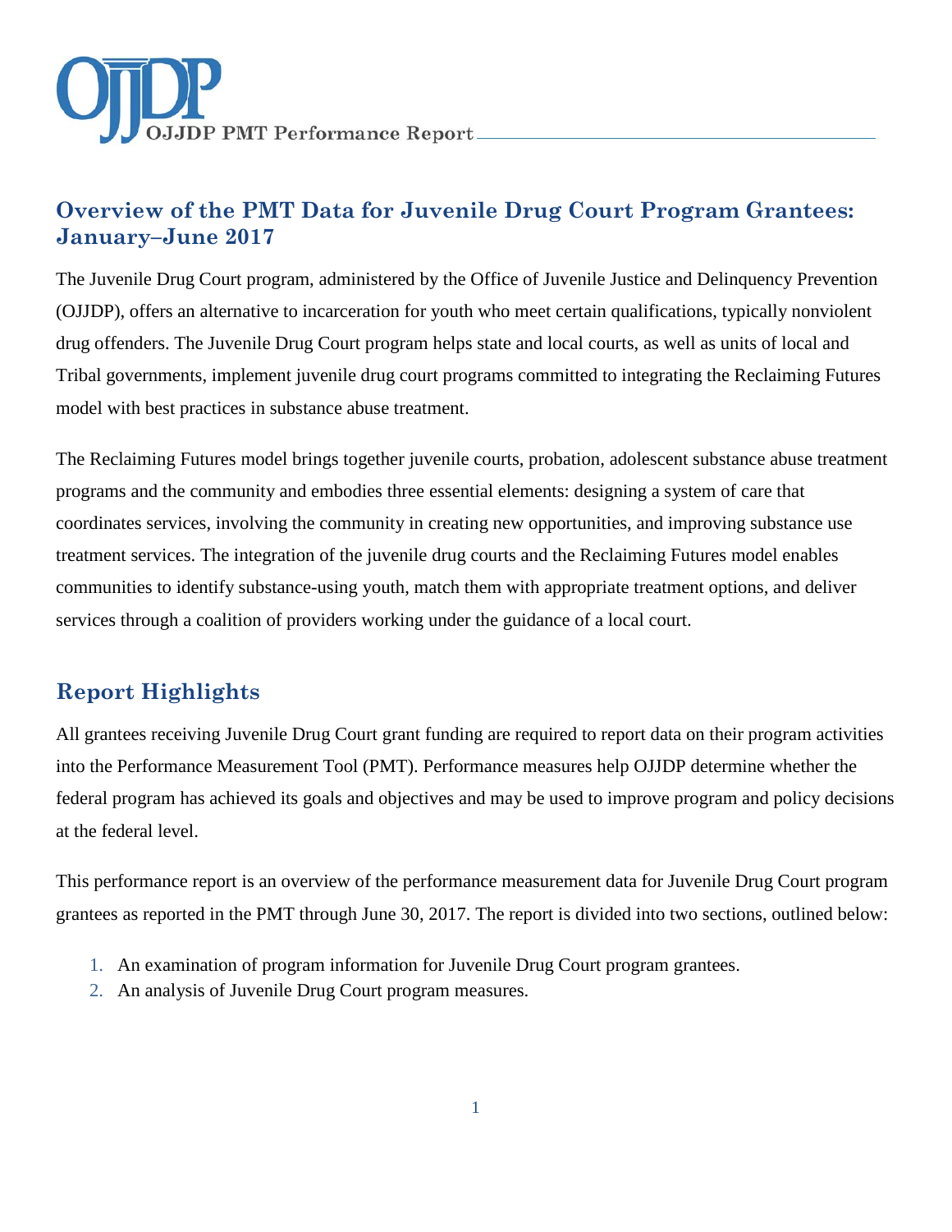# Overview of the PMT Data for Juvenile Drug Court Program Grantees: January–June 2017

The Juvenile Drug Court program, administered by the Office of Juvenile Justice and Delinquency Prevention (OJJDP), offers an alternative to incarceration for youth who meet certain qualifications, typically nonviolent drug offenders. The Juvenile Drug Court program helps state and local courts, as well as units of local and Tribal governments, implement juvenile drug court programs committed to integrating the Reclaiming Futures model with best practices in substance abuse treatment.

The Reclaiming Futures model brings together juvenile courts, probation, adolescent substance abuse treatment programs and the community and embodies three essential elements: designing a system of care that coordinates services, involving the community in creating new opportunities, and improving substance use treatment services. The integration of the juvenile drug courts and the Reclaiming Futures model enables communities to identify substance-using youth, match them with appropriate treatment options, and deliver services through a coalition of providers working under the guidance of a local court.

## Report Highlights

All grantees receiving Juvenile Drug Court grant funding are required to report data on their program activities into the Performance Measurement Tool (PMT). Performance measures help OJJDP determine whether the federal program has achieved its goals and objectives and may be used to improve program and policy decisions at the federal level.

This performance report is an overview of the performance measurement data for Juvenile Drug Court program grantees as reported in the PMT through June 30, 2017. The report is divided into two sections, outlined below:

1. An examination of program information for Juvenile Drug Court program grantees.
2. An analysis of Juvenile Drug Court program measures.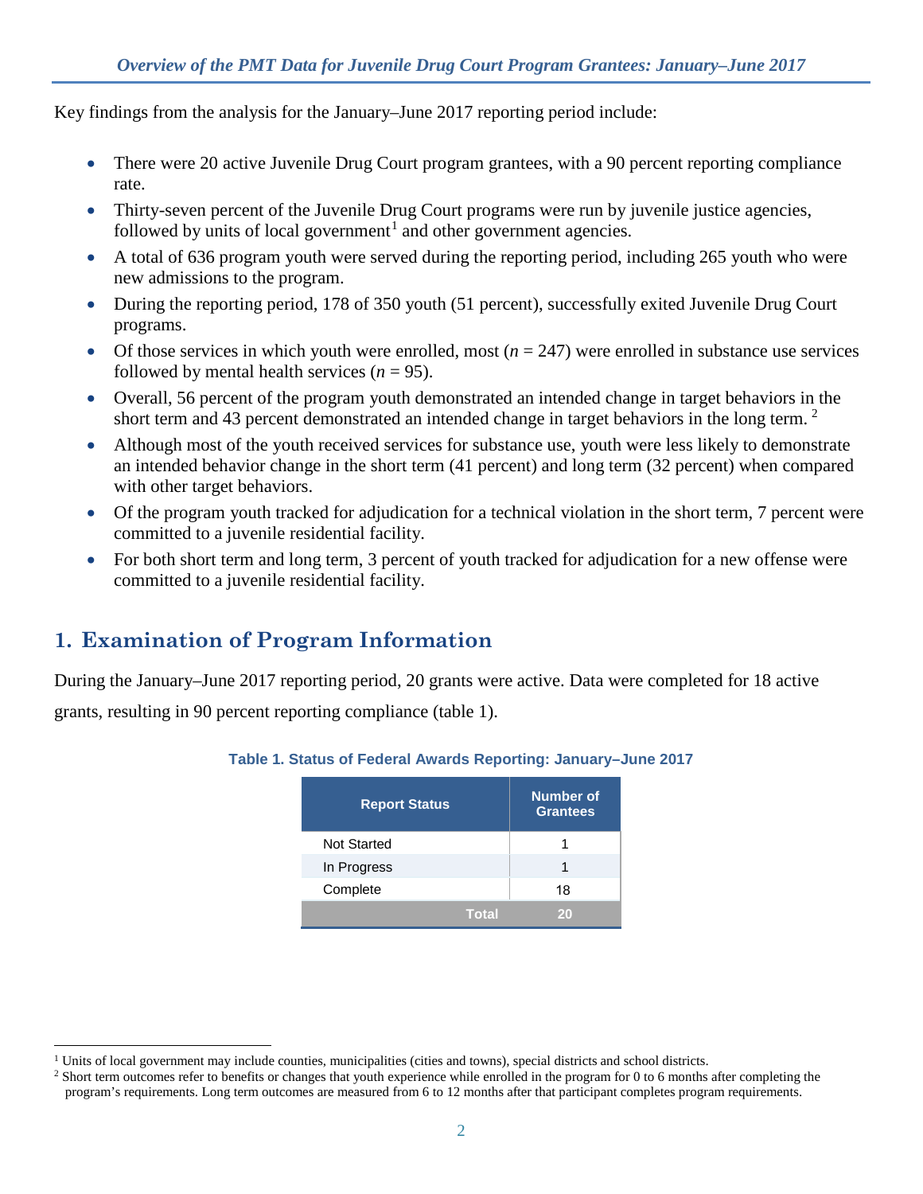Key findings from the analysis for the January–June 2017 reporting period include:

- There were 20 active Juvenile Drug Court program grantees, with a 90 percent reporting compliance rate.
- Thirty-seven percent of the Juvenile Drug Court programs were run by juvenile justice agencies, followed by units of local government[1] and other government agencies.
- A total of 636 program youth were served during the reporting period, including 265 youth who were new admissions to the program.
- During the reporting period, 178 of 350 youth (51 percent), successfully exited Juvenile Drug Court programs.
- Of those services in which youth were enrolled, most ($n$ = 247) were enrolled in substance use services followed by mental health services ($n$ = 95).
- Overall, 56 percent of the program youth demonstrated an intended change in target behaviors in the short term and 43 percent demonstrated an intended change in target behaviors in the long term.[2]
- Although most of the youth received services for substance use, youth were less likely to demonstrate an intended behavior change in the short term (41 percent) and long term (32 percent) when compared with other target behaviors.
- Of the program youth tracked for adjudication for a technical violation in the short term, 7 percent were committed to a juvenile residential facility.
- For both short term and long term, 3 percent of youth tracked for adjudication for a new offense were committed to a juvenile residential facility.

## 1. Examination of Program Information

During the January–June 2017 reporting period, 20 grants were active. Data were completed for 18 active grants, resulting in 90 percent reporting compliance (table 1).

**Table 1. Status of Federal Awards Reporting: January–June 2017**

| Report Status | Number of Grantees |
|---|---|
| Not Started | 1 |
| In Progress | 1 |
| Complete | 18 |
| **Total** | **20** |

[1] Units of local government may include counties, municipalities (cities and towns), special districts and school districts.

[2] Short term outcomes refer to benefits or changes that youth experience while enrolled in the program for 0 to 6 months after completing the program's requirements. Long term outcomes are measured from 6 to 12 months after that participant completes program requirements.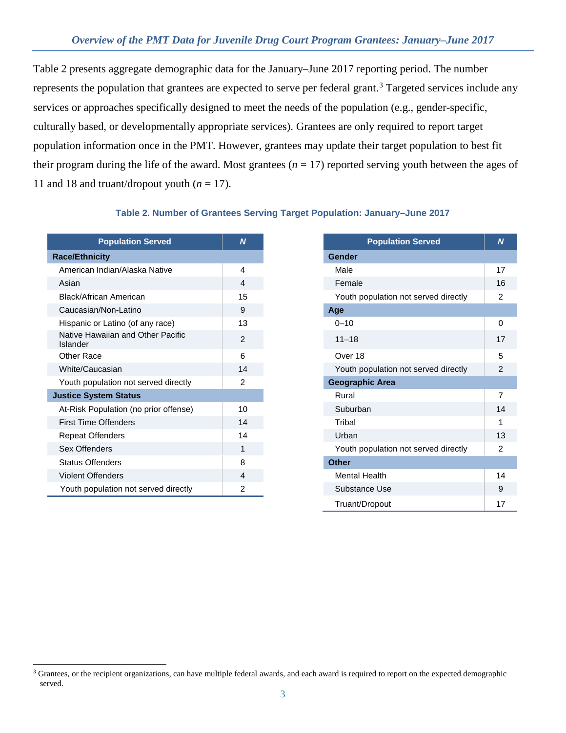Table 2 presents aggregate demographic data for the January–June 2017 reporting period. The number represents the population that grantees are expected to serve per federal grant.[3] Targeted services include any services or approaches specifically designed to meet the needs of the population (e.g., gender-specific, culturally based, or developmentally appropriate services). Grantees are only required to report target population information once in the PMT. However, grantees may update their target population to best fit their program during the life of the award. Most grantees ($n$ = 17) reported serving youth between the ages of 11 and 18 and truant/dropout youth ($n$ = 17).

**Table 2. Number of Grantees Serving Target Population: January–June 2017**

| Population Served | *N* |
|---|---|
| **Race/Ethnicity** | |
| American Indian/Alaska Native | 4 |
| Asian | 4 |
| Black/African American | 15 |
| Caucasian/Non-Latino | 9 |
| Hispanic or Latino (of any race) | 13 |
| Native Hawaiian and Other Pacific Islander | 2 |
| Other Race | 6 |
| White/Caucasian | 14 |
| Youth population not served directly | 2 |
| **Justice System Status** | |
| At-Risk Population (no prior offense) | 10 |
| First Time Offenders | 14 |
| Repeat Offenders | 14 |
| Sex Offenders | 1 |
| Status Offenders | 8 |
| Violent Offenders | 4 |
| Youth population not served directly | 2 |

| Population Served | *N* |
|---|---|
| **Gender** | |
| Male | 17 |
| Female | 16 |
| Youth population not served directly | 2 |
| **Age** | |
| 0–10 | 0 |
| 11–18 | 17 |
| Over 18 | 5 |
| Youth population not served directly | 2 |
| **Geographic Area** | |
| Rural | 7 |
| Suburban | 14 |
| Tribal | 1 |
| Urban | 13 |
| Youth population not served directly | 2 |
| **Other** | |
| Mental Health | 14 |
| Substance Use | 9 |
| Truant/Dropout | 17 |

[3] Grantees, or the recipient organizations, can have multiple federal awards, and each award is required to report on the expected demographic served.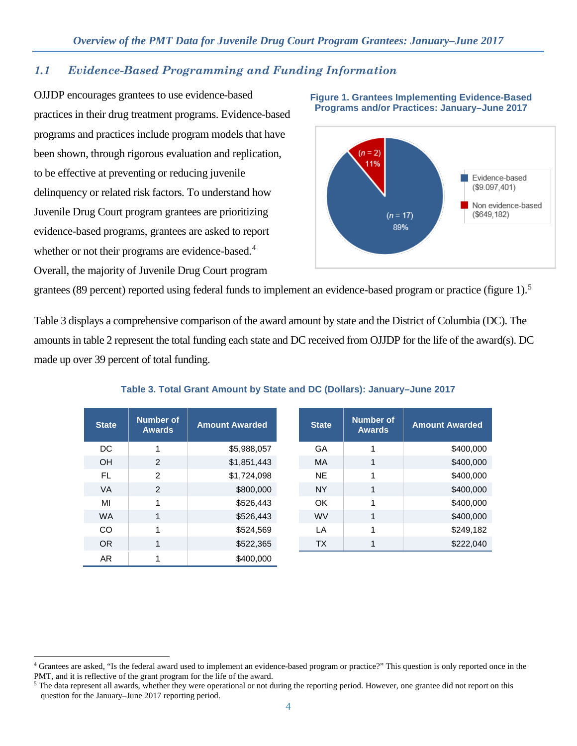## *1.1 Evidence-Based Programming and Funding Information*

OJJDP encourages grantees to use evidence-based practices in their drug treatment programs. Evidence-based programs and practices include program models that have been shown, through rigorous evaluation and replication, to be effective at preventing or reducing juvenile delinquency or related risk factors. To understand how Juvenile Drug Court program grantees are prioritizing evidence-based programs, grantees are asked to report whether or not their programs are evidence-based.[4] Overall, the majority of Juvenile Drug Court program grantees (89 percent) reported using federal funds to implement an evidence-based program or practice (figure 1).[5]

**Figure 1. Grantees Implementing Evidence-Based Programs and/or Practices: January–June 2017**

| Category | n | Percent | Funding |
|---|---|---|---|
| Evidence-based | 17 | 89% | $9,097,401 |
| Non evidence-based | 2 | 11% | $649,182 |

Table 3 displays a comprehensive comparison of the award amount by state and the District of Columbia (DC). The amounts in table 2 represent the total funding each state and DC received from OJJDP for the life of the award(s). DC made up over 39 percent of total funding.

**Table 3. Total Grant Amount by State and DC (Dollars): January–June 2017**

| State | Number of Awards | Amount Awarded |
|---|---|---|
| DC | 1 | $5,988,057 |
| OH | 2 | $1,851,443 |
| FL | 2 | $1,724,098 |
| VA | 2 | $800,000 |
| MI | 1 | $526,443 |
| WA | 1 | $526,443 |
| CO | 1 | $524,569 |
| OR | 1 | $522,365 |
| AR | 1 | $400,000 |
| GA | 1 | $400,000 |
| MA | 1 | $400,000 |
| NE | 1 | $400,000 |
| NY | 1 | $400,000 |
| OK | 1 | $400,000 |
| WV | 1 | $400,000 |
| LA | 1 | $249,182 |
| TX | 1 | $222,040 |

[4] Grantees are asked, "Is the federal award used to implement an evidence-based program or practice?" This question is only reported once in the PMT, and it is reflective of the grant program for the life of the award.

[5] The data represent all awards, whether they were operational or not during the reporting period. However, one grantee did not report on this question for the January–June 2017 reporting period.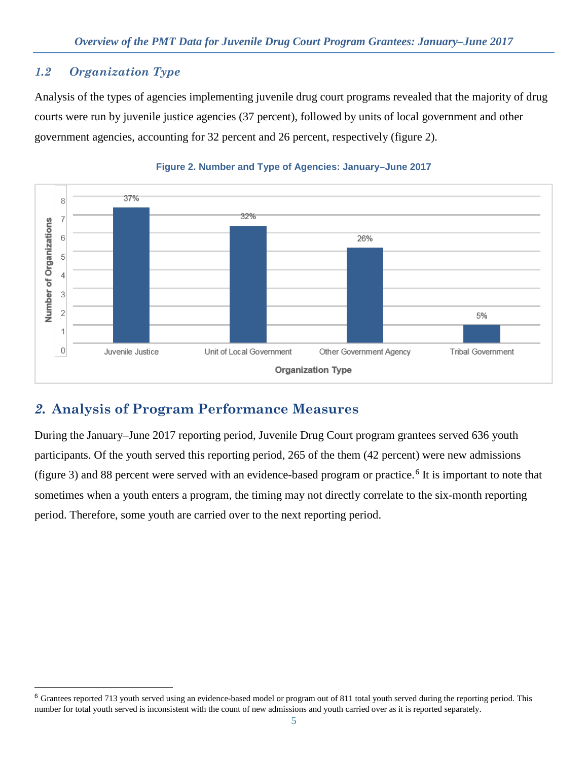### *1.2 Organization Type*

Analysis of the types of agencies implementing juvenile drug court programs revealed that the majority of drug courts were run by juvenile justice agencies (37 percent), followed by units of local government and other government agencies, accounting for 32 percent and 26 percent, respectively (figure 2).

**Figure 2. Number and Type of Agencies: January–June 2017**

## *2.* Analysis of Program Performance Measures

During the January–June 2017 reporting period, Juvenile Drug Court program grantees served 636 youth participants. Of the youth served this reporting period, 265 of the them (42 percent) were new admissions (figure 3) and 88 percent were served with an evidence-based program or practice.[6] It is important to note that sometimes when a youth enters a program, the timing may not directly correlate to the six-month reporting period. Therefore, some youth are carried over to the next reporting period.

[6] Grantees reported 713 youth served using an evidence-based model or program out of 811 total youth served during the reporting period. This number for total youth served is inconsistent with the count of new admissions and youth carried over as it is reported separately.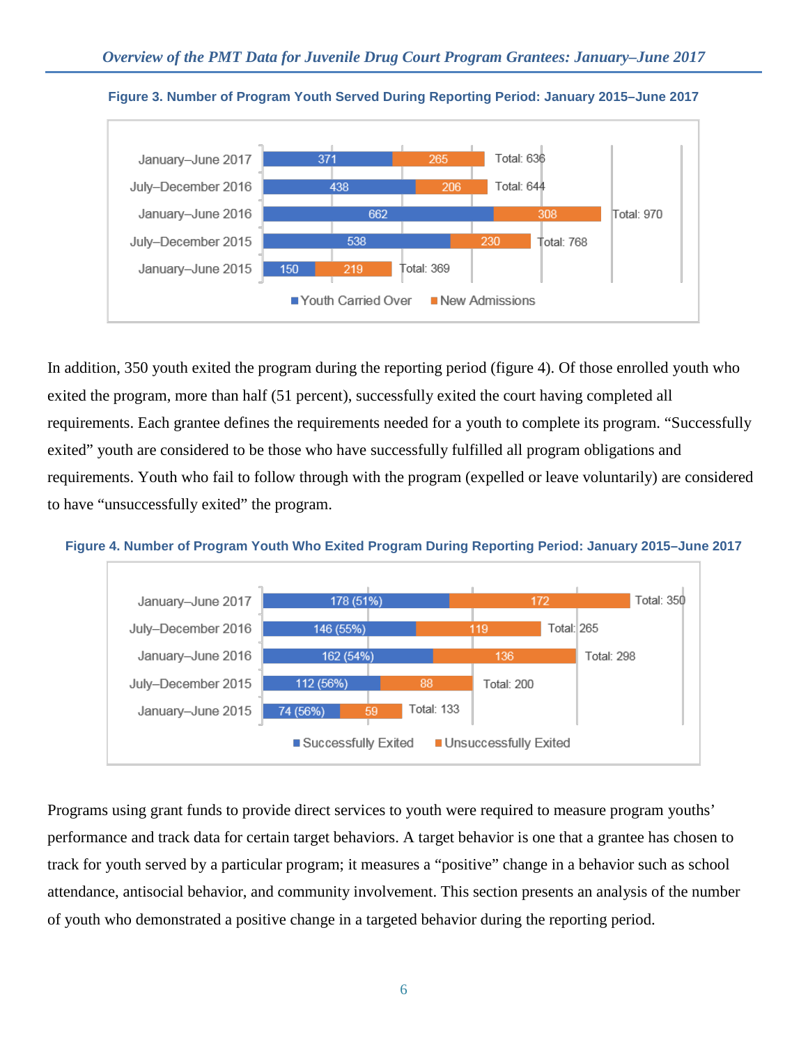**Figure 3. Number of Program Youth Served During Reporting Period: January 2015–June 2017**

| Reporting Period | Youth Carried Over | New Admissions | Total |
|---|---|---|---|
| January–June 2017 | 371 | 265 | 636 |
| July–December 2016 | 438 | 206 | 644 |
| January–June 2016 | 662 | 308 | 970 |
| July–December 2015 | 538 | 230 | 768 |
| January–June 2015 | 150 | 219 | 369 |

In addition, 350 youth exited the program during the reporting period (figure 4). Of those enrolled youth who exited the program, more than half (51 percent), successfully exited the court having completed all requirements. Each grantee defines the requirements needed for a youth to complete its program. "Successfully exited" youth are considered to be those who have successfully fulfilled all program obligations and requirements. Youth who fail to follow through with the program (expelled or leave voluntarily) are considered to have "unsuccessfully exited" the program.

**Figure 4. Number of Program Youth Who Exited Program During Reporting Period: January 2015–June 2017**

| Reporting Period | Successfully Exited | Unsuccessfully Exited | Total |
|---|---|---|---|
| January–June 2017 | 178 (51%) | 172 | 350 |
| July–December 2016 | 146 (55%) | 119 | 265 |
| January–June 2016 | 162 (54%) | 136 | 298 |
| July–December 2015 | 112 (56%) | 88 | 200 |
| January–June 2015 | 74 (56%) | 59 | 133 |

Programs using grant funds to provide direct services to youth were required to measure program youths' performance and track data for certain target behaviors. A target behavior is one that a grantee has chosen to track for youth served by a particular program; it measures a "positive" change in a behavior such as school attendance, antisocial behavior, and community involvement. This section presents an analysis of the number of youth who demonstrated a positive change in a targeted behavior during the reporting period.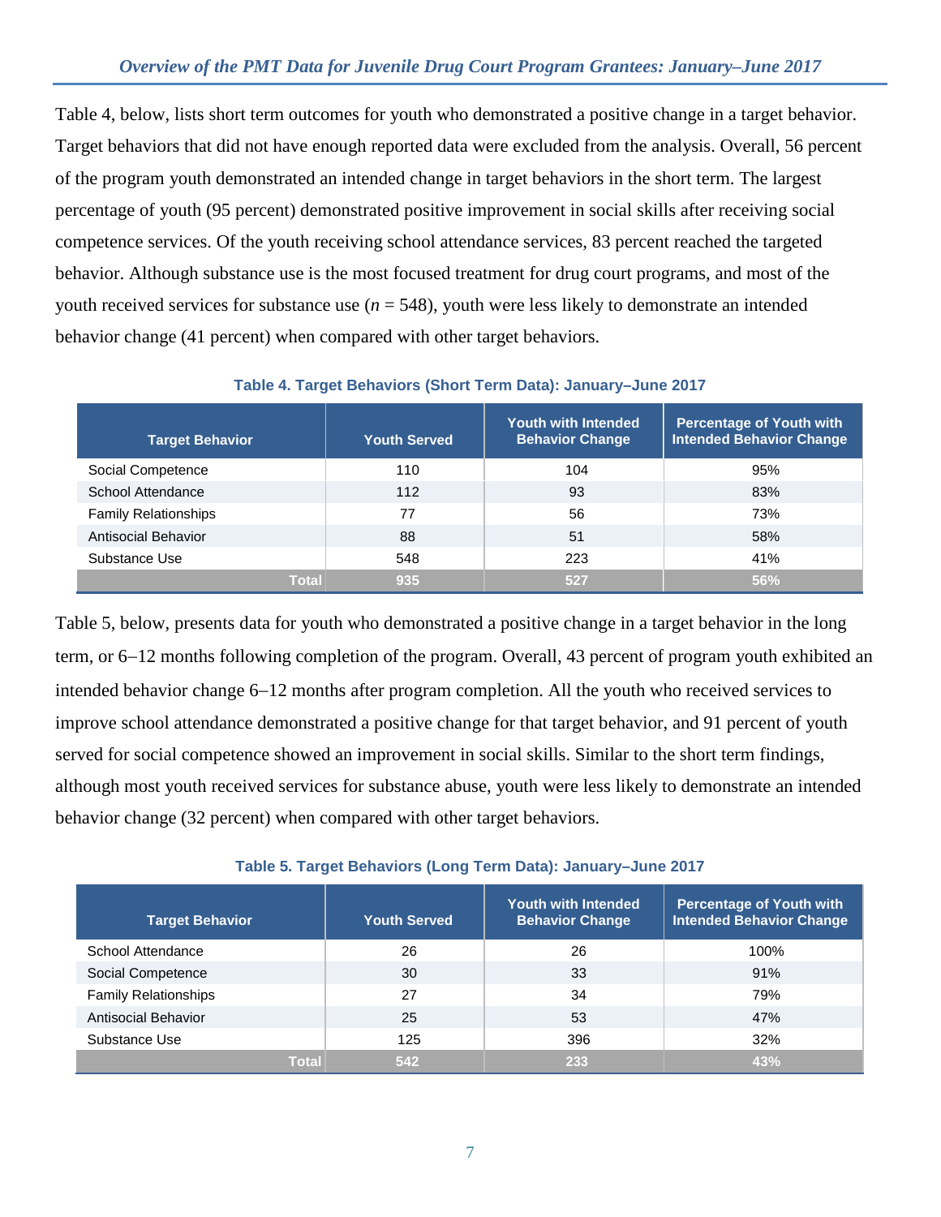Table 4, below, lists short term outcomes for youth who demonstrated a positive change in a target behavior. Target behaviors that did not have enough reported data were excluded from the analysis. Overall, 56 percent of the program youth demonstrated an intended change in target behaviors in the short term. The largest percentage of youth (95 percent) demonstrated positive improvement in social skills after receiving social competence services. Of the youth receiving school attendance services, 83 percent reached the targeted behavior. Although substance use is the most focused treatment for drug court programs, and most of the youth received services for substance use ($n$ = 548), youth were less likely to demonstrate an intended behavior change (41 percent) when compared with other target behaviors.

**Table 4. Target Behaviors (Short Term Data): January–June 2017**

| Target Behavior | Youth Served | Youth with Intended Behavior Change | Percentage of Youth with Intended Behavior Change |
|---|---|---|---|
| Social Competence | 110 | 104 | 95% |
| School Attendance | 112 | 93 | 83% |
| Family Relationships | 77 | 56 | 73% |
| Antisocial Behavior | 88 | 51 | 58% |
| Substance Use | 548 | 223 | 41% |
| **Total** | **935** | **527** | **56%** |

Table 5, below, presents data for youth who demonstrated a positive change in a target behavior in the long term, or 6–12 months following completion of the program. Overall, 43 percent of program youth exhibited an intended behavior change 6–12 months after program completion. All the youth who received services to improve school attendance demonstrated a positive change for that target behavior, and 91 percent of youth served for social competence showed an improvement in social skills. Similar to the short term findings, although most youth received services for substance abuse, youth were less likely to demonstrate an intended behavior change (32 percent) when compared with other target behaviors.

**Table 5. Target Behaviors (Long Term Data): January–June 2017**

| Target Behavior | Youth Served | Youth with Intended Behavior Change | Percentage of Youth with Intended Behavior Change |
|---|---|---|---|
| School Attendance | 26 | 26 | 100% |
| Social Competence | 30 | 33 | 91% |
| Family Relationships | 27 | 34 | 79% |
| Antisocial Behavior | 25 | 53 | 47% |
| Substance Use | 125 | 396 | 32% |
| **Total** | **542** | **233** | **43%** |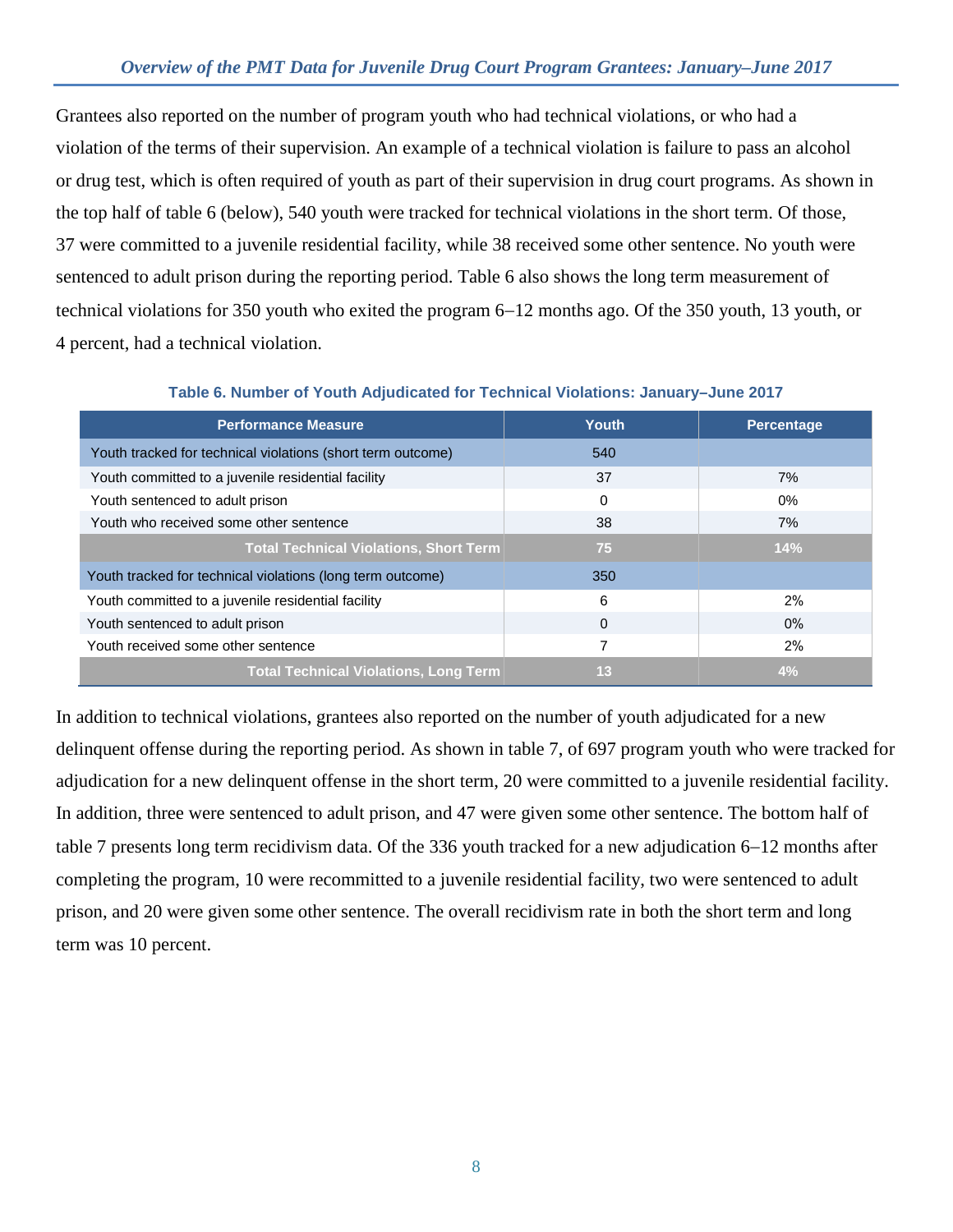Grantees also reported on the number of program youth who had technical violations, or who had a violation of the terms of their supervision. An example of a technical violation is failure to pass an alcohol or drug test, which is often required of youth as part of their supervision in drug court programs. As shown in the top half of table 6 (below), 540 youth were tracked for technical violations in the short term. Of those, 37 were committed to a juvenile residential facility, while 38 received some other sentence. No youth were sentenced to adult prison during the reporting period. Table 6 also shows the long term measurement of technical violations for 350 youth who exited the program 6–12 months ago. Of the 350 youth, 13 youth, or 4 percent, had a technical violation.

**Table 6. Number of Youth Adjudicated for Technical Violations: January–June 2017**

| Performance Measure | Youth | Percentage |
|---|---|---|
| Youth tracked for technical violations (short term outcome) | 540 | |
| Youth committed to a juvenile residential facility | 37 | 7% |
| Youth sentenced to adult prison | 0 | 0% |
| Youth who received some other sentence | 38 | 7% |
| **Total Technical Violations, Short Term** | **75** | **14%** |
| Youth tracked for technical violations (long term outcome) | 350 | |
| Youth committed to a juvenile residential facility | 6 | 2% |
| Youth sentenced to adult prison | 0 | 0% |
| Youth received some other sentence | 7 | 2% |
| **Total Technical Violations, Long Term** | **13** | **4%** |

In addition to technical violations, grantees also reported on the number of youth adjudicated for a new delinquent offense during the reporting period. As shown in table 7, of 697 program youth who were tracked for adjudication for a new delinquent offense in the short term, 20 were committed to a juvenile residential facility. In addition, three were sentenced to adult prison, and 47 were given some other sentence. The bottom half of table 7 presents long term recidivism data. Of the 336 youth tracked for a new adjudication 6–12 months after completing the program, 10 were recommitted to a juvenile residential facility, two were sentenced to adult prison, and 20 were given some other sentence. The overall recidivism rate in both the short term and long term was 10 percent.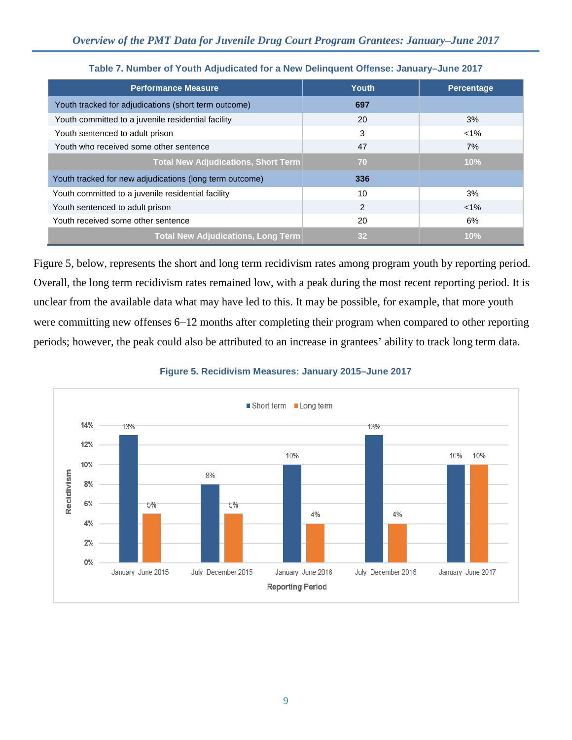**Table 7. Number of Youth Adjudicated for a New Delinquent Offense: January–June 2017**

| Performance Measure | Youth | Percentage |
|---|---|---|
| Youth tracked for adjudications (short term outcome) | **697** | |
| Youth committed to a juvenile residential facility | 20 | 3% |
| Youth sentenced to adult prison | 3 | <1% |
| Youth who received some other sentence | 47 | 7% |
| **Total New Adjudications, Short Term** | **70** | **10%** |
| Youth tracked for new adjudications (long term outcome) | **336** | |
| Youth committed to a juvenile residential facility | 10 | 3% |
| Youth sentenced to adult prison | 2 | <1% |
| Youth received some other sentence | 20 | 6% |
| **Total New Adjudications, Long Term** | **32** | **10%** |

Figure 5, below, represents the short and long term recidivism rates among program youth by reporting period. Overall, the long term recidivism rates remained low, with a peak during the most recent reporting period. It is unclear from the available data what may have led to this. It may be possible, for example, that more youth were committing new offenses 6–12 months after completing their program when compared to other reporting periods; however, the peak could also be attributed to an increase in grantees' ability to track long term data.

**Figure 5. Recidivism Measures: January 2015–June 2017**

| Reporting Period | Short term | Long term |
|---|---|---|
| January–June 2015 | 13% | 5% |
| July–December 2015 | 8% | 5% |
| January–June 2016 | 10% | 4% |
| July–December 2016 | 13% | 4% |
| January–June 2017 | 10% | 10% |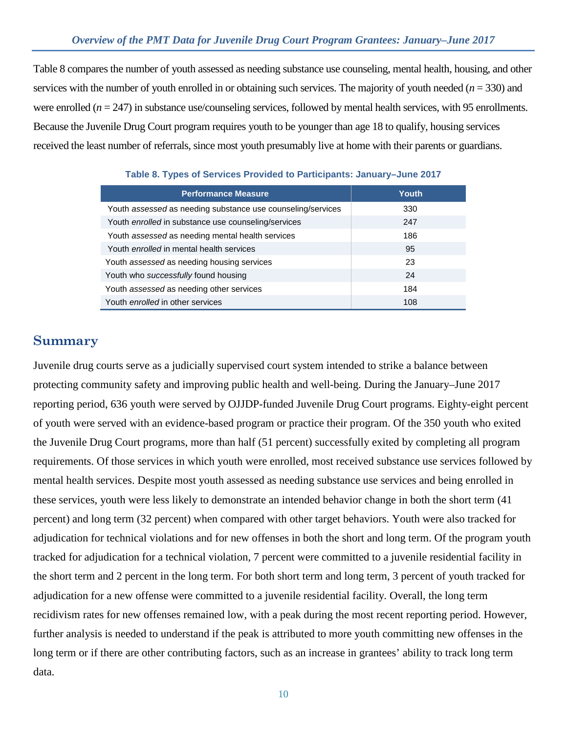Table 8 compares the number of youth assessed as needing substance use counseling, mental health, housing, and other services with the number of youth enrolled in or obtaining such services. The majority of youth needed ($n = 330$) and were enrolled ($n = 247$) in substance use/counseling services, followed by mental health services, with 95 enrollments. Because the Juvenile Drug Court program requires youth to be younger than age 18 to qualify, housing services received the least number of referrals, since most youth presumably live at home with their parents or guardians.

**Table 8. Types of Services Provided to Participants: January–June 2017**

| Performance Measure | Youth |
|---|---|
| Youth *assessed* as needing substance use counseling/services | 330 |
| Youth *enrolled* in substance use counseling/services | 247 |
| Youth *assessed* as needing mental health services | 186 |
| Youth *enrolled* in mental health services | 95 |
| Youth *assessed* as needing housing services | 23 |
| Youth who *successfully* found housing | 24 |
| Youth *assessed* as needing other services | 184 |
| Youth *enrolled* in other services | 108 |

## Summary

Juvenile drug courts serve as a judicially supervised court system intended to strike a balance between protecting community safety and improving public health and well-being. During the January–June 2017 reporting period, 636 youth were served by OJJDP-funded Juvenile Drug Court programs. Eighty-eight percent of youth were served with an evidence-based program or practice their program. Of the 350 youth who exited the Juvenile Drug Court programs, more than half (51 percent) successfully exited by completing all program requirements. Of those services in which youth were enrolled, most received substance use services followed by mental health services. Despite most youth assessed as needing substance use services and being enrolled in these services, youth were less likely to demonstrate an intended behavior change in both the short term (41 percent) and long term (32 percent) when compared with other target behaviors. Youth were also tracked for adjudication for technical violations and for new offenses in both the short and long term. Of the program youth tracked for adjudication for a technical violation, 7 percent were committed to a juvenile residential facility in the short term and 2 percent in the long term. For both short term and long term, 3 percent of youth tracked for adjudication for a new offense were committed to a juvenile residential facility. Overall, the long term recidivism rates for new offenses remained low, with a peak during the most recent reporting period. However, further analysis is needed to understand if the peak is attributed to more youth committing new offenses in the long term or if there are other contributing factors, such as an increase in grantees' ability to track long term data.